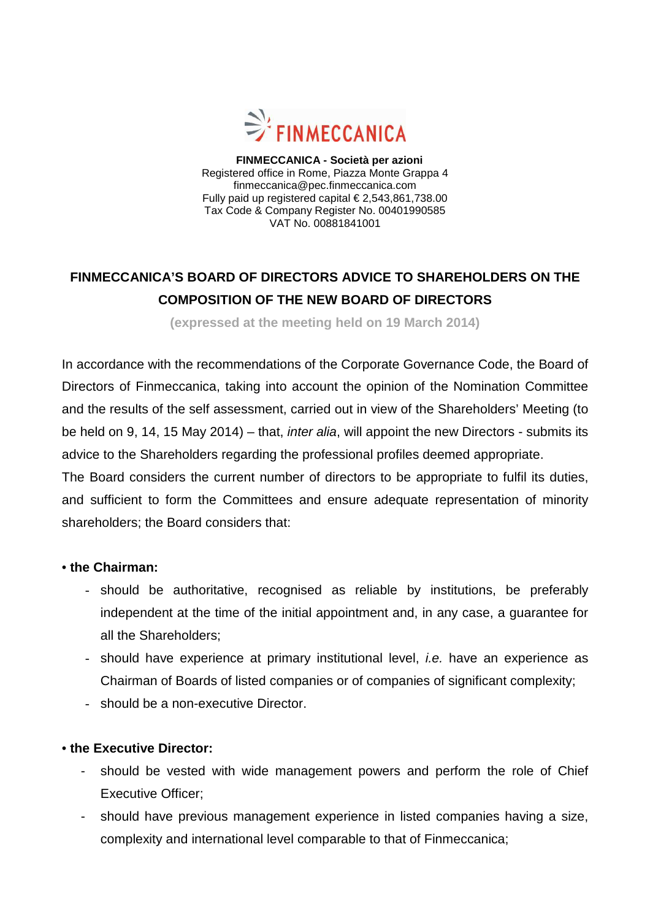**FINMECCANICA - Società per azioni**
Registered office in Rome, Piazza Monte Grappa 4
finmeccanica@pec.finmeccanica.com
Fully paid up registered capital € 2,543,861,738.00
Tax Code & Company Register No. 00401990585
VAT No. 00881841001

# FINMECCANICA'S BOARD OF DIRECTORS ADVICE TO SHAREHOLDERS ON THE COMPOSITION OF THE NEW BOARD OF DIRECTORS

**(expressed at the meeting held on 19 March 2014)**

In accordance with the recommendations of the Corporate Governance Code, the Board of Directors of Finmeccanica, taking into account the opinion of the Nomination Committee and the results of the self assessment, carried out in view of the Shareholders' Meeting (to be held on 9, 14, 15 May 2014) – that, *inter alia*, will appoint the new Directors - submits its advice to the Shareholders regarding the professional profiles deemed appropriate.

The Board considers the current number of directors to be appropriate to fulfil its duties, and sufficient to form the Committees and ensure adequate representation of minority shareholders; the Board considers that:

• **the Chairman:**

- should be authoritative, recognised as reliable by institutions, be preferably independent at the time of the initial appointment and, in any case, a guarantee for all the Shareholders;
- should have experience at primary institutional level, *i.e.* have an experience as Chairman of Boards of listed companies or of companies of significant complexity;
- should be a non-executive Director.

• **the Executive Director:**

- should be vested with wide management powers and perform the role of Chief Executive Officer;
- should have previous management experience in listed companies having a size, complexity and international level comparable to that of Finmeccanica;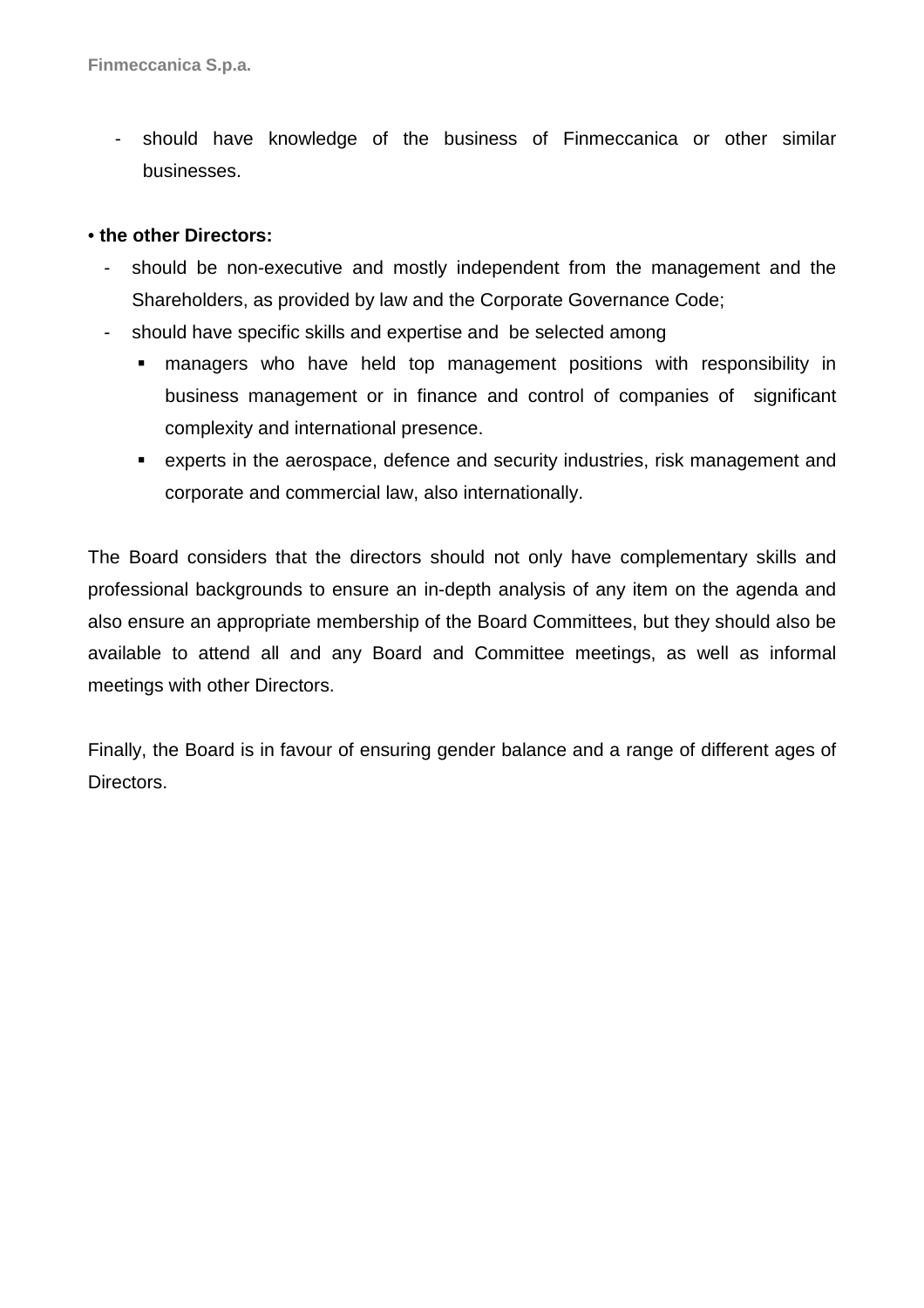- should have knowledge of the business of Finmeccanica or other similar businesses.

**• the other Directors:**

- should be non-executive and mostly independent from the management and the Shareholders, as provided by law and the Corporate Governance Code;
- should have specific skills and expertise and be selected among
  - managers who have held top management positions with responsibility in business management or in finance and control of companies of significant complexity and international presence.
  - experts in the aerospace, defence and security industries, risk management and corporate and commercial law, also internationally.

The Board considers that the directors should not only have complementary skills and professional backgrounds to ensure an in-depth analysis of any item on the agenda and also ensure an appropriate membership of the Board Committees, but they should also be available to attend all and any Board and Committee meetings, as well as informal meetings with other Directors.

Finally, the Board is in favour of ensuring gender balance and a range of different ages of Directors.